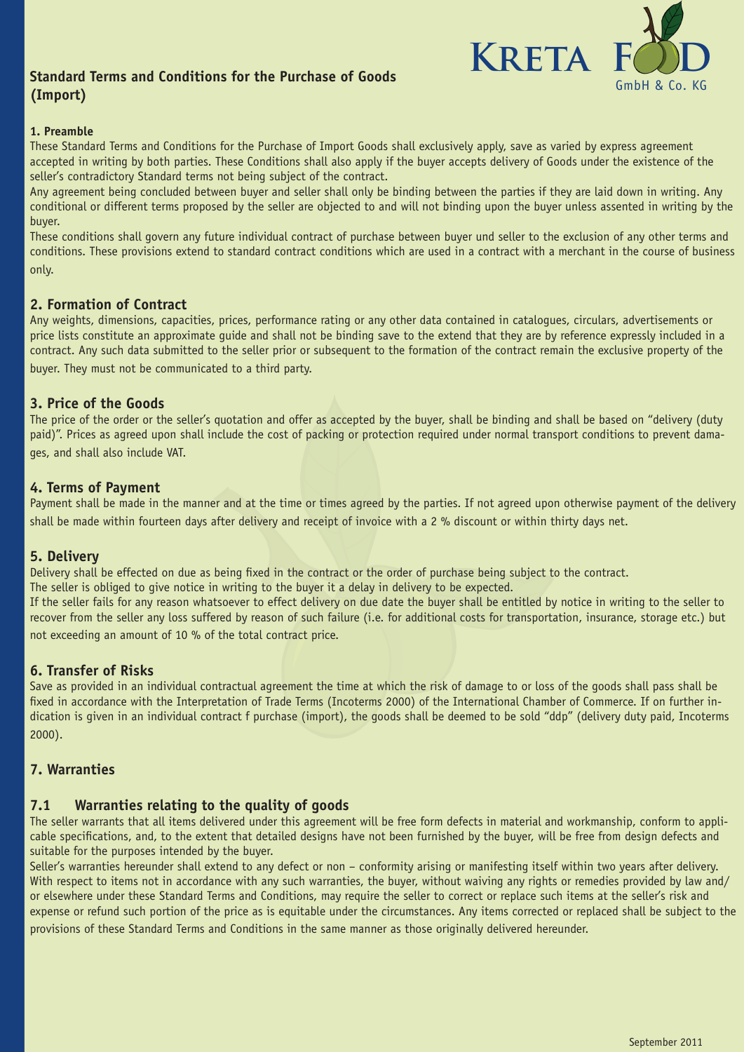# Standard Terms and Conditions for the Purchase of Goods (Import)

KRETA FOOD GmbH & Co. KG

**1. Preamble**

These Standard Terms and Conditions for the Purchase of Import Goods shall exclusively apply, save as varied by express agreement accepted in writing by both parties. These Conditions shall also apply if the buyer accepts delivery of Goods under the existence of the seller's contradictory Standard terms not being subject of the contract.

Any agreement being concluded between buyer and seller shall only be binding between the parties if they are laid down in writing. Any conditional or different terms proposed by the seller are objected to and will not binding upon the buyer unless assented in writing by the buyer.

These conditions shall govern any future individual contract of purchase between buyer und seller to the exclusion of any other terms and conditions. These provisions extend to standard contract conditions which are used in a contract with a merchant in the course of business only.

## 2. Formation of Contract

Any weights, dimensions, capacities, prices, performance rating or any other data contained in catalogues, circulars, advertisements or price lists constitute an approximate guide and shall not be binding save to the extend that they are by reference expressly included in a contract. Any such data submitted to the seller prior or subsequent to the formation of the contract remain the exclusive property of the buyer. They must not be communicated to a third party.

## 3. Price of the Goods

The price of the order or the seller's quotation and offer as accepted by the buyer, shall be binding and shall be based on "delivery (duty paid)". Prices as agreed upon shall include the cost of packing or protection required under normal transport conditions to prevent damages, and shall also include VAT.

## 4. Terms of Payment

Payment shall be made in the manner and at the time or times agreed by the parties. If not agreed upon otherwise payment of the delivery shall be made within fourteen days after delivery and receipt of invoice with a 2 % discount or within thirty days net.

## 5. Delivery

Delivery shall be effected on due as being fixed in the contract or the order of purchase being subject to the contract.

The seller is obliged to give notice in writing to the buyer it a delay in delivery to be expected.

If the seller fails for any reason whatsoever to effect delivery on due date the buyer shall be entitled by notice in writing to the seller to recover from the seller any loss suffered by reason of such failure (i.e. for additional costs for transportation, insurance, storage etc.) but not exceeding an amount of 10 % of the total contract price.

## 6. Transfer of Risks

Save as provided in an individual contractual agreement the time at which the risk of damage to or loss of the goods shall pass shall be fixed in accordance with the Interpretation of Trade Terms (Incoterms 2000) of the International Chamber of Commerce. If on further indication is given in an individual contract f purchase (import), the goods shall be deemed to be sold "ddp" (delivery duty paid, Incoterms 2000).

## 7. Warranties

### 7.1 Warranties relating to the quality of goods

The seller warrants that all items delivered under this agreement will be free form defects in material and workmanship, conform to applicable specifications, and, to the extent that detailed designs have not been furnished by the buyer, will be free from design defects and suitable for the purposes intended by the buyer.

Seller's warranties hereunder shall extend to any defect or non – conformity arising or manifesting itself within two years after delivery. With respect to items not in accordance with any such warranties, the buyer, without waiving any rights or remedies provided by law and/or elsewhere under these Standard Terms and Conditions, may require the seller to correct or replace such items at the seller's risk and expense or refund such portion of the price as is equitable under the circumstances. Any items corrected or replaced shall be subject to the provisions of these Standard Terms and Conditions in the same manner as those originally delivered hereunder.

September 2011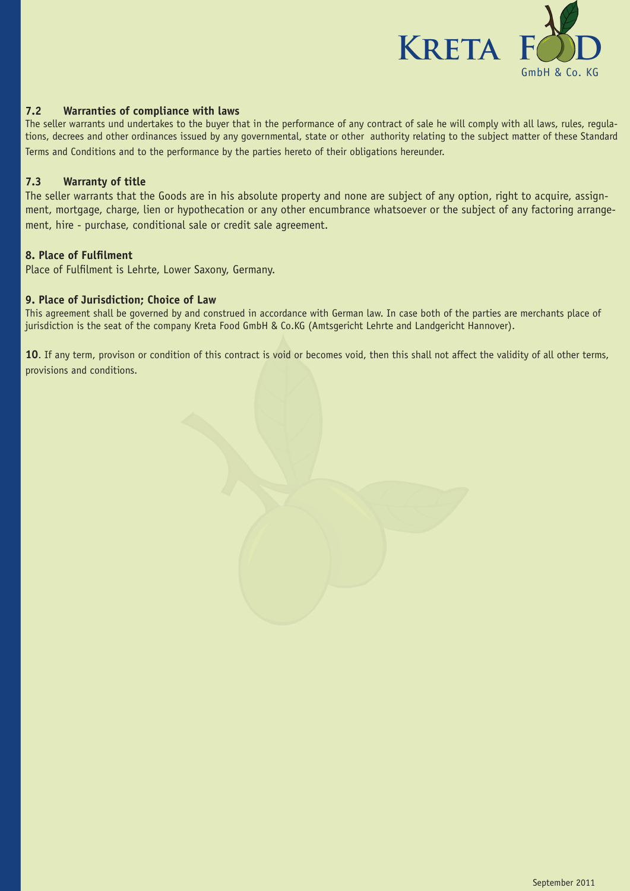### 7.2 Warranties of compliance with laws

The seller warrants und undertakes to the buyer that in the performance of any contract of sale he will comply with all laws, rules, regulations, decrees and other ordinances issued by any governmental, state or other authority relating to the subject matter of these Standard Terms and Conditions and to the performance by the parties hereto of their obligations hereunder.

### 7.3 Warranty of title

The seller warrants that the Goods are in his absolute property and none are subject of any option, right to acquire, assignment, mortgage, charge, lien or hypothecation or any other encumbrance whatsoever or the subject of any factoring arrangement, hire - purchase, conditional sale or credit sale agreement.

## 8. Place of Fulfilment

Place of Fulfilment is Lehrte, Lower Saxony, Germany.

## 9. Place of Jurisdiction; Choice of Law

This agreement shall be governed by and construed in accordance with German law. In case both of the parties are merchants place of jurisdiction is the seat of the company Kreta Food GmbH & Co.KG (Amtsgericht Lehrte and Landgericht Hannover).

**10**. If any term, provison or condition of this contract is void or becomes void, then this shall not affect the validity of all other terms, provisions and conditions.

September 2011